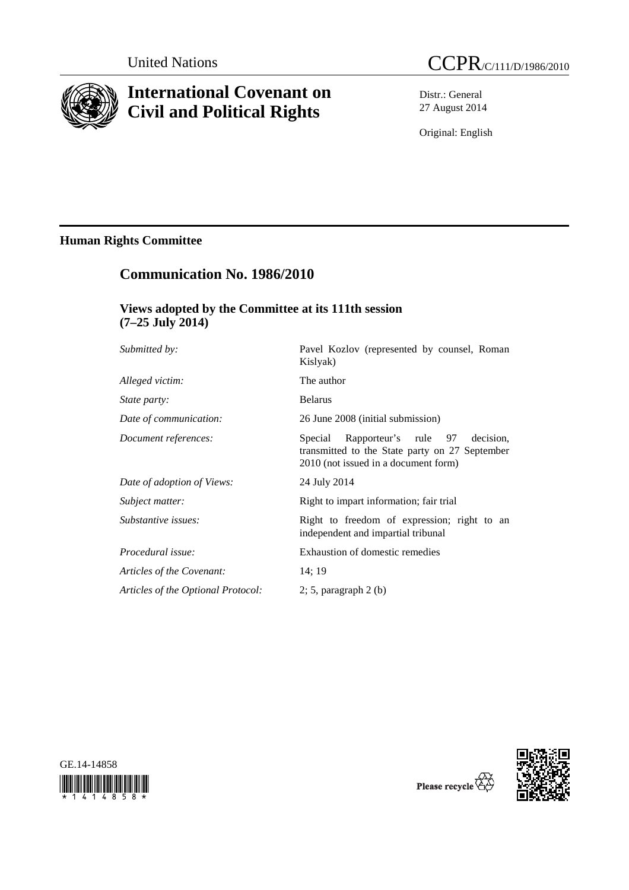United Nations CCPR/C/111/D/1986/2010

# International Covenant on Civil and Political Rights

Distr.: General
27 August 2014

Original: English

## Human Rights Committee

## Communication No. 1986/2010

### Views adopted by the Committee at its 111th session (7–25 July 2014)

| | |
|---|---|
| *Submitted by:* | Pavel Kozlov (represented by counsel, Roman Kislyak) |
| *Alleged victim:* | The author |
| *State party:* | Belarus |
| *Date of communication:* | 26 June 2008 (initial submission) |
| *Document references:* | Special Rapporteur's rule 97 decision, transmitted to the State party on 27 September 2010 (not issued in a document form) |
| *Date of adoption of Views:* | 24 July 2014 |
| *Subject matter:* | Right to impart information; fair trial |
| *Substantive issues:* | Right to freedom of expression; right to an independent and impartial tribunal |
| *Procedural issue:* | Exhaustion of domestic remedies |
| *Articles of the Covenant:* | 14; 19 |
| *Articles of the Optional Protocol:* | 2; 5, paragraph 2 (b) |

GE.14-14858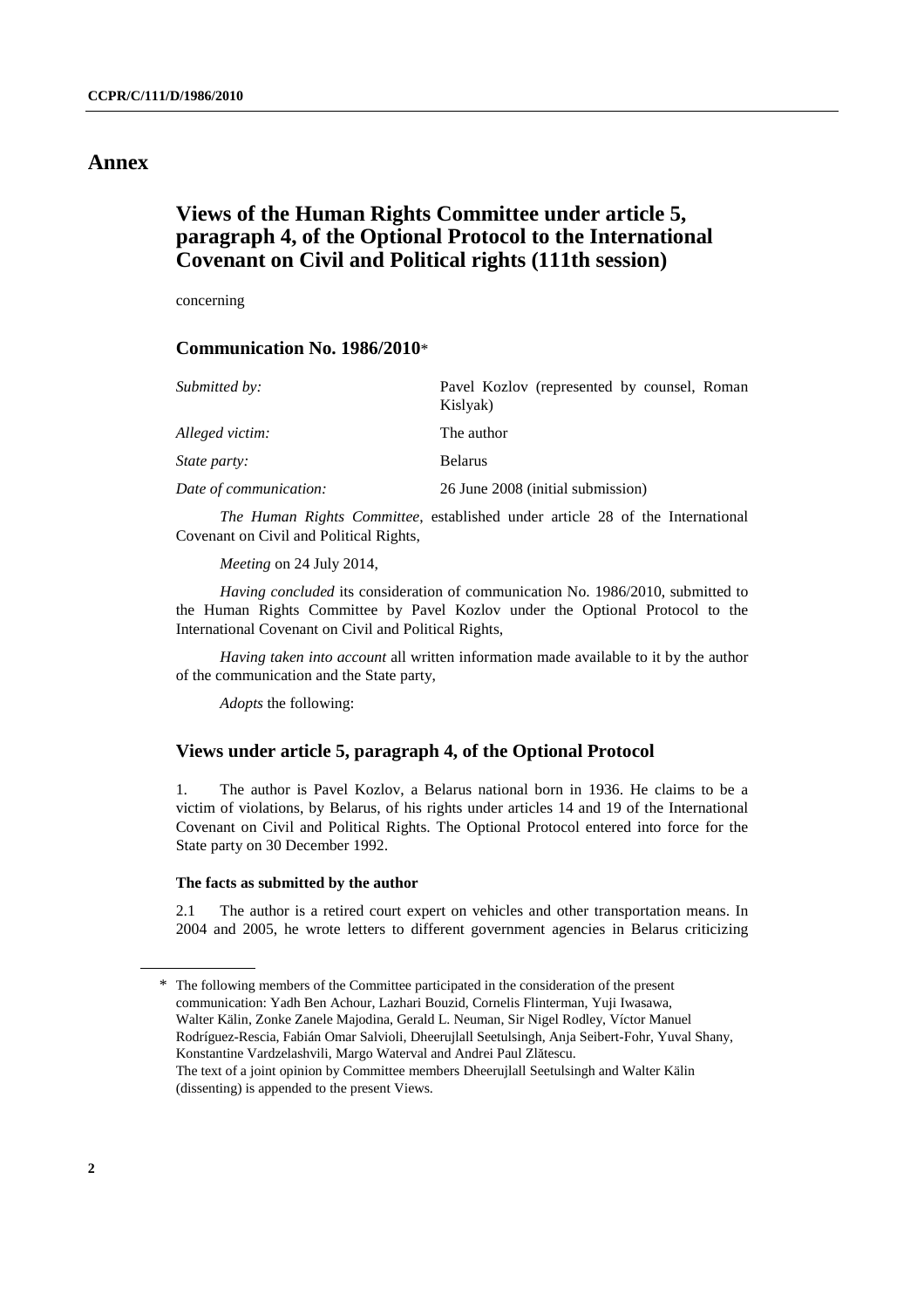# Annex

## Views of the Human Rights Committee under article 5, paragraph 4, of the Optional Protocol to the International Covenant on Civil and Political rights (111th session)

concerning

### Communication No. 1986/2010*

| | |
|---|---|
| *Submitted by:* | Pavel Kozlov (represented by counsel, Roman Kislyak) |
| *Alleged victim:* | The author |
| *State party:* | Belarus |
| *Date of communication:* | 26 June 2008 (initial submission) |

*The Human Rights Committee*, established under article 28 of the International Covenant on Civil and Political Rights,

*Meeting* on 24 July 2014,

*Having concluded* its consideration of communication No. 1986/2010, submitted to the Human Rights Committee by Pavel Kozlov under the Optional Protocol to the International Covenant on Civil and Political Rights,

*Having taken into account* all written information made available to it by the author of the communication and the State party,

*Adopts* the following:

### Views under article 5, paragraph 4, of the Optional Protocol

1. The author is Pavel Kozlov, a Belarus national born in 1936. He claims to be a victim of violations, by Belarus, of his rights under articles 14 and 19 of the International Covenant on Civil and Political Rights. The Optional Protocol entered into force for the State party on 30 December 1992.

**The facts as submitted by the author**

2.1 The author is a retired court expert on vehicles and other transportation means. In 2004 and 2005, he wrote letters to different government agencies in Belarus criticizing

---

\* The following members of the Committee participated in the consideration of the present communication: Yadh Ben Achour, Lazhari Bouzid, Cornelis Flinterman, Yuji Iwasawa, Walter Kälin, Zonke Zanele Majodina, Gerald L. Neuman, Sir Nigel Rodley, Víctor Manuel Rodríguez-Rescia, Fabián Omar Salvioli, Dheerujlall Seetulsingh, Anja Seibert-Fohr, Yuval Shany, Konstantine Vardzelashvili, Margo Waterval and Andrei Paul Zlătescu.
The text of a joint opinion by Committee members Dheerujlall Seetulsingh and Walter Kälin (dissenting) is appended to the present Views.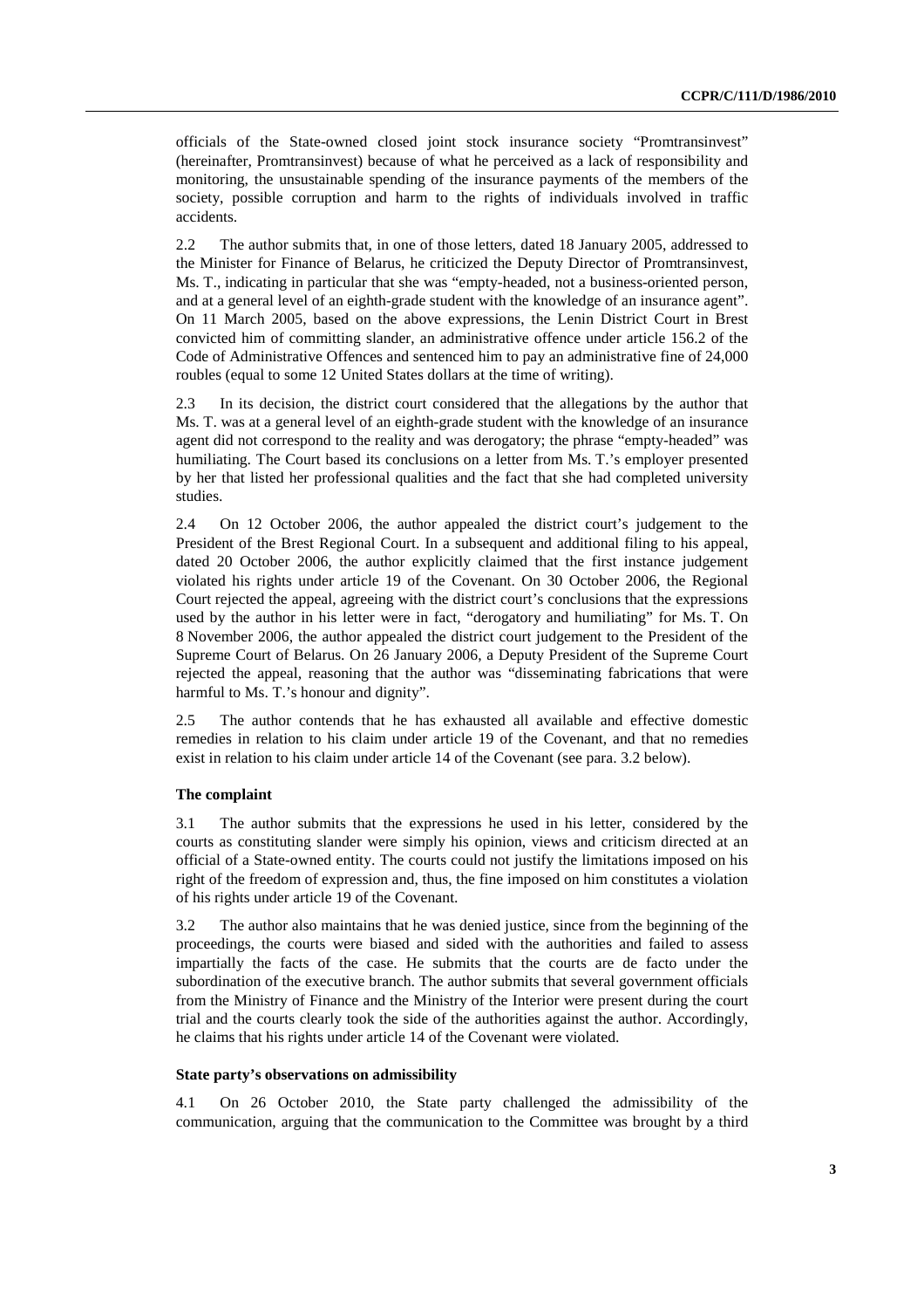officials of the State-owned closed joint stock insurance society "Promtransinvest" (hereinafter, Promtransinvest) because of what he perceived as a lack of responsibility and monitoring, the unsustainable spending of the insurance payments of the members of the society, possible corruption and harm to the rights of individuals involved in traffic accidents.

2.2 The author submits that, in one of those letters, dated 18 January 2005, addressed to the Minister for Finance of Belarus, he criticized the Deputy Director of Promtransinvest, Ms. T., indicating in particular that she was "empty-headed, not a business-oriented person, and at a general level of an eighth-grade student with the knowledge of an insurance agent". On 11 March 2005, based on the above expressions, the Lenin District Court in Brest convicted him of committing slander, an administrative offence under article 156.2 of the Code of Administrative Offences and sentenced him to pay an administrative fine of 24,000 roubles (equal to some 12 United States dollars at the time of writing).

2.3 In its decision, the district court considered that the allegations by the author that Ms. T. was at a general level of an eighth-grade student with the knowledge of an insurance agent did not correspond to the reality and was derogatory; the phrase "empty-headed" was humiliating. The Court based its conclusions on a letter from Ms. T.'s employer presented by her that listed her professional qualities and the fact that she had completed university studies.

2.4 On 12 October 2006, the author appealed the district court's judgement to the President of the Brest Regional Court. In a subsequent and additional filing to his appeal, dated 20 October 2006, the author explicitly claimed that the first instance judgement violated his rights under article 19 of the Covenant. On 30 October 2006, the Regional Court rejected the appeal, agreeing with the district court's conclusions that the expressions used by the author in his letter were in fact, "derogatory and humiliating" for Ms. T. On 8 November 2006, the author appealed the district court judgement to the President of the Supreme Court of Belarus. On 26 January 2006, a Deputy President of the Supreme Court rejected the appeal, reasoning that the author was "disseminating fabrications that were harmful to Ms. T.'s honour and dignity".

2.5 The author contends that he has exhausted all available and effective domestic remedies in relation to his claim under article 19 of the Covenant, and that no remedies exist in relation to his claim under article 14 of the Covenant (see para. 3.2 below).

### The complaint

3.1 The author submits that the expressions he used in his letter, considered by the courts as constituting slander were simply his opinion, views and criticism directed at an official of a State-owned entity. The courts could not justify the limitations imposed on his right of the freedom of expression and, thus, the fine imposed on him constitutes a violation of his rights under article 19 of the Covenant.

3.2 The author also maintains that he was denied justice, since from the beginning of the proceedings, the courts were biased and sided with the authorities and failed to assess impartially the facts of the case. He submits that the courts are de facto under the subordination of the executive branch. The author submits that several government officials from the Ministry of Finance and the Ministry of the Interior were present during the court trial and the courts clearly took the side of the authorities against the author. Accordingly, he claims that his rights under article 14 of the Covenant were violated.

### State party's observations on admissibility

4.1 On 26 October 2010, the State party challenged the admissibility of the communication, arguing that the communication to the Committee was brought by a third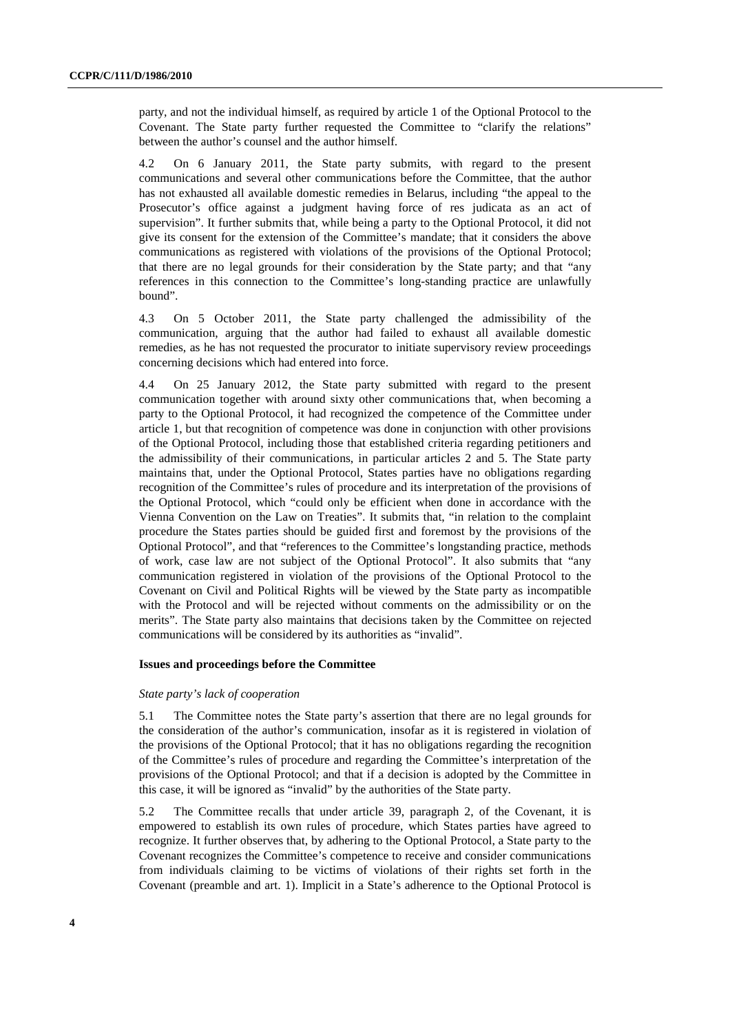party, and not the individual himself, as required by article 1 of the Optional Protocol to the Covenant. The State party further requested the Committee to "clarify the relations" between the author's counsel and the author himself.

4.2 On 6 January 2011, the State party submits, with regard to the present communications and several other communications before the Committee, that the author has not exhausted all available domestic remedies in Belarus, including "the appeal to the Prosecutor's office against a judgment having force of res judicata as an act of supervision". It further submits that, while being a party to the Optional Protocol, it did not give its consent for the extension of the Committee's mandate; that it considers the above communications as registered with violations of the provisions of the Optional Protocol; that there are no legal grounds for their consideration by the State party; and that "any references in this connection to the Committee's long-standing practice are unlawfully bound".

4.3 On 5 October 2011, the State party challenged the admissibility of the communication, arguing that the author had failed to exhaust all available domestic remedies, as he has not requested the procurator to initiate supervisory review proceedings concerning decisions which had entered into force.

4.4 On 25 January 2012, the State party submitted with regard to the present communication together with around sixty other communications that, when becoming a party to the Optional Protocol, it had recognized the competence of the Committee under article 1, but that recognition of competence was done in conjunction with other provisions of the Optional Protocol, including those that established criteria regarding petitioners and the admissibility of their communications, in particular articles 2 and 5. The State party maintains that, under the Optional Protocol, States parties have no obligations regarding recognition of the Committee's rules of procedure and its interpretation of the provisions of the Optional Protocol, which "could only be efficient when done in accordance with the Vienna Convention on the Law on Treaties". It submits that, "in relation to the complaint procedure the States parties should be guided first and foremost by the provisions of the Optional Protocol", and that "references to the Committee's longstanding practice, methods of work, case law are not subject of the Optional Protocol". It also submits that "any communication registered in violation of the provisions of the Optional Protocol to the Covenant on Civil and Political Rights will be viewed by the State party as incompatible with the Protocol and will be rejected without comments on the admissibility or on the merits". The State party also maintains that decisions taken by the Committee on rejected communications will be considered by its authorities as "invalid".

### Issues and proceedings before the Committee

*State party's lack of cooperation*

5.1 The Committee notes the State party's assertion that there are no legal grounds for the consideration of the author's communication, insofar as it is registered in violation of the provisions of the Optional Protocol; that it has no obligations regarding the recognition of the Committee's rules of procedure and regarding the Committee's interpretation of the provisions of the Optional Protocol; and that if a decision is adopted by the Committee in this case, it will be ignored as "invalid" by the authorities of the State party.

5.2 The Committee recalls that under article 39, paragraph 2, of the Covenant, it is empowered to establish its own rules of procedure, which States parties have agreed to recognize. It further observes that, by adhering to the Optional Protocol, a State party to the Covenant recognizes the Committee's competence to receive and consider communications from individuals claiming to be victims of violations of their rights set forth in the Covenant (preamble and art. 1). Implicit in a State's adherence to the Optional Protocol is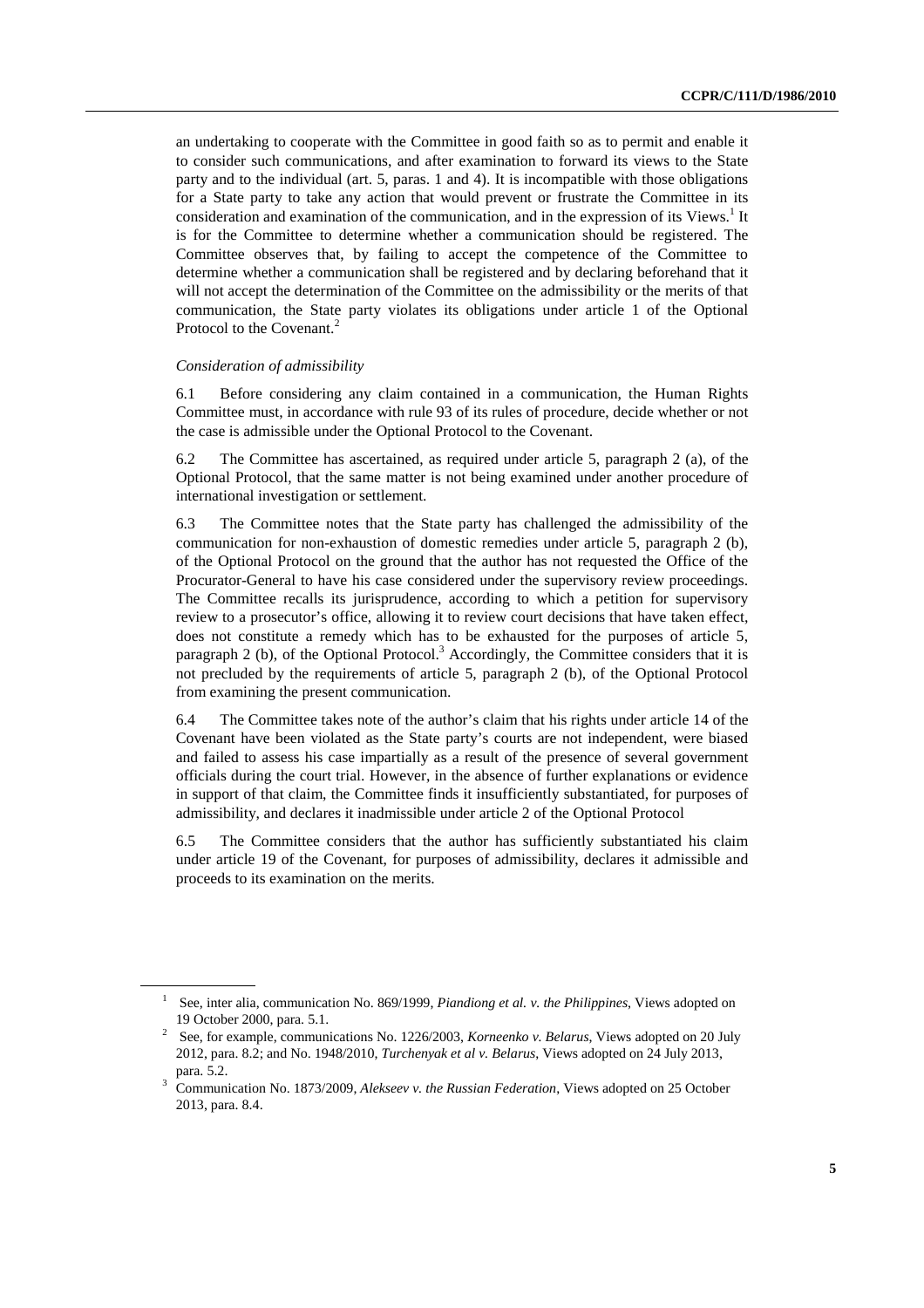an undertaking to cooperate with the Committee in good faith so as to permit and enable it to consider such communications, and after examination to forward its views to the State party and to the individual (art. 5, paras. 1 and 4). It is incompatible with those obligations for a State party to take any action that would prevent or frustrate the Committee in its consideration and examination of the communication, and in the expression of its Views.[1] It is for the Committee to determine whether a communication should be registered. The Committee observes that, by failing to accept the competence of the Committee to determine whether a communication shall be registered and by declaring beforehand that it will not accept the determination of the Committee on the admissibility or the merits of that communication, the State party violates its obligations under article 1 of the Optional Protocol to the Covenant.[2]

*Consideration of admissibility*

6.1 Before considering any claim contained in a communication, the Human Rights Committee must, in accordance with rule 93 of its rules of procedure, decide whether or not the case is admissible under the Optional Protocol to the Covenant.

6.2 The Committee has ascertained, as required under article 5, paragraph 2 (a), of the Optional Protocol, that the same matter is not being examined under another procedure of international investigation or settlement.

6.3 The Committee notes that the State party has challenged the admissibility of the communication for non-exhaustion of domestic remedies under article 5, paragraph 2 (b), of the Optional Protocol on the ground that the author has not requested the Office of the Procurator-General to have his case considered under the supervisory review proceedings. The Committee recalls its jurisprudence, according to which a petition for supervisory review to a prosecutor's office, allowing it to review court decisions that have taken effect, does not constitute a remedy which has to be exhausted for the purposes of article 5, paragraph 2 (b), of the Optional Protocol.[3] Accordingly, the Committee considers that it is not precluded by the requirements of article 5, paragraph 2 (b), of the Optional Protocol from examining the present communication.

6.4 The Committee takes note of the author's claim that his rights under article 14 of the Covenant have been violated as the State party's courts are not independent, were biased and failed to assess his case impartially as a result of the presence of several government officials during the court trial. However, in the absence of further explanations or evidence in support of that claim, the Committee finds it insufficiently substantiated, for purposes of admissibility, and declares it inadmissible under article 2 of the Optional Protocol

6.5 The Committee considers that the author has sufficiently substantiated his claim under article 19 of the Covenant, for purposes of admissibility, declares it admissible and proceeds to its examination on the merits.

---

[1] See, inter alia, communication No. 869/1999, *Piandiong et al. v. the Philippines*, Views adopted on 19 October 2000, para. 5.1.

[2] See, for example, communications No. 1226/2003, *Korneenko v. Belarus*, Views adopted on 20 July 2012, para. 8.2; and No. 1948/2010, *Turchenyak et al v. Belarus*, Views adopted on 24 July 2013, para. 5.2.

[3] Communication No. 1873/2009, *Alekseev v. the Russian Federation*, Views adopted on 25 October 2013, para. 8.4.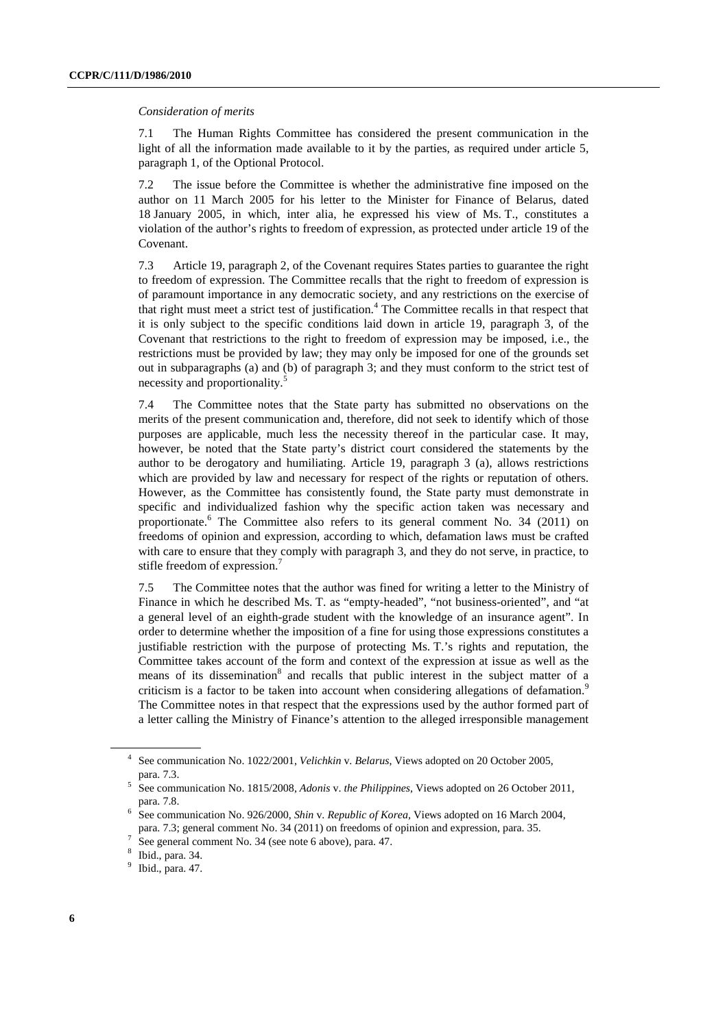*Consideration of merits*

7.1 The Human Rights Committee has considered the present communication in the light of all the information made available to it by the parties, as required under article 5, paragraph 1, of the Optional Protocol.

7.2 The issue before the Committee is whether the administrative fine imposed on the author on 11 March 2005 for his letter to the Minister for Finance of Belarus, dated 18 January 2005, in which, inter alia, he expressed his view of Ms. T., constitutes a violation of the author's rights to freedom of expression, as protected under article 19 of the Covenant.

7.3 Article 19, paragraph 2, of the Covenant requires States parties to guarantee the right to freedom of expression. The Committee recalls that the right to freedom of expression is of paramount importance in any democratic society, and any restrictions on the exercise of that right must meet a strict test of justification.[4] The Committee recalls in that respect that it is only subject to the specific conditions laid down in article 19, paragraph 3, of the Covenant that restrictions to the right to freedom of expression may be imposed, i.e., the restrictions must be provided by law; they may only be imposed for one of the grounds set out in subparagraphs (a) and (b) of paragraph 3; and they must conform to the strict test of necessity and proportionality.[5]

7.4 The Committee notes that the State party has submitted no observations on the merits of the present communication and, therefore, did not seek to identify which of those purposes are applicable, much less the necessity thereof in the particular case. It may, however, be noted that the State party's district court considered the statements by the author to be derogatory and humiliating. Article 19, paragraph 3 (a), allows restrictions which are provided by law and necessary for respect of the rights or reputation of others. However, as the Committee has consistently found, the State party must demonstrate in specific and individualized fashion why the specific action taken was necessary and proportionate.[6] The Committee also refers to its general comment No. 34 (2011) on freedoms of opinion and expression, according to which, defamation laws must be crafted with care to ensure that they comply with paragraph 3, and they do not serve, in practice, to stifle freedom of expression.[7]

7.5 The Committee notes that the author was fined for writing a letter to the Ministry of Finance in which he described Ms. T. as "empty-headed", "not business-oriented", and "at a general level of an eighth-grade student with the knowledge of an insurance agent". In order to determine whether the imposition of a fine for using those expressions constitutes a justifiable restriction with the purpose of protecting Ms. T.'s rights and reputation, the Committee takes account of the form and context of the expression at issue as well as the means of its dissemination[8] and recalls that public interest in the subject matter of a criticism is a factor to be taken into account when considering allegations of defamation.[9] The Committee notes in that respect that the expressions used by the author formed part of a letter calling the Ministry of Finance's attention to the alleged irresponsible management

---

[4] See communication No. 1022/2001, *Velichkin* v. *Belarus*, Views adopted on 20 October 2005, para. 7.3.

[5] See communication No. 1815/2008, *Adonis* v. *the Philippines*, Views adopted on 26 October 2011, para. 7.8.

[6] See communication No. 926/2000, *Shin* v. *Republic of Korea*, Views adopted on 16 March 2004, para. 7.3; general comment No. 34 (2011) on freedoms of opinion and expression, para. 35.

[7] See general comment No. 34 (see note 6 above), para. 47.

[8] Ibid., para. 34.

[9] Ibid., para. 47.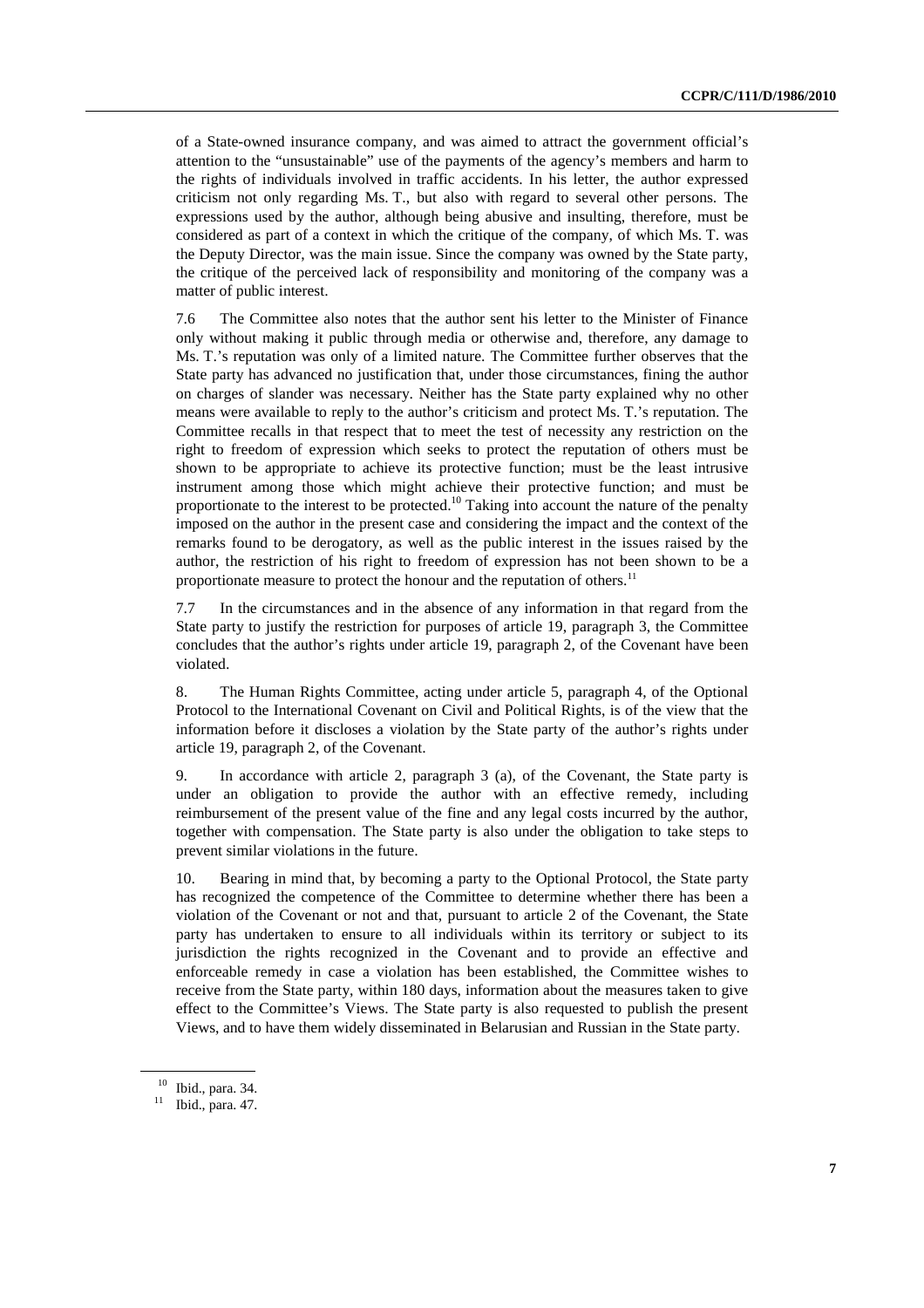of a State-owned insurance company, and was aimed to attract the government official's attention to the "unsustainable" use of the payments of the agency's members and harm to the rights of individuals involved in traffic accidents. In his letter, the author expressed criticism not only regarding Ms. T., but also with regard to several other persons. The expressions used by the author, although being abusive and insulting, therefore, must be considered as part of a context in which the critique of the company, of which Ms. T. was the Deputy Director, was the main issue. Since the company was owned by the State party, the critique of the perceived lack of responsibility and monitoring of the company was a matter of public interest.

7.6 The Committee also notes that the author sent his letter to the Minister of Finance only without making it public through media or otherwise and, therefore, any damage to Ms. T.'s reputation was only of a limited nature. The Committee further observes that the State party has advanced no justification that, under those circumstances, fining the author on charges of slander was necessary. Neither has the State party explained why no other means were available to reply to the author's criticism and protect Ms. T.'s reputation. The Committee recalls in that respect that to meet the test of necessity any restriction on the right to freedom of expression which seeks to protect the reputation of others must be shown to be appropriate to achieve its protective function; must be the least intrusive instrument among those which might achieve their protective function; and must be proportionate to the interest to be protected.[10] Taking into account the nature of the penalty imposed on the author in the present case and considering the impact and the context of the remarks found to be derogatory, as well as the public interest in the issues raised by the author, the restriction of his right to freedom of expression has not been shown to be a proportionate measure to protect the honour and the reputation of others.[11]

7.7 In the circumstances and in the absence of any information in that regard from the State party to justify the restriction for purposes of article 19, paragraph 3, the Committee concludes that the author's rights under article 19, paragraph 2, of the Covenant have been violated.

8. The Human Rights Committee, acting under article 5, paragraph 4, of the Optional Protocol to the International Covenant on Civil and Political Rights, is of the view that the information before it discloses a violation by the State party of the author's rights under article 19, paragraph 2, of the Covenant.

9. In accordance with article 2, paragraph 3 (a), of the Covenant, the State party is under an obligation to provide the author with an effective remedy, including reimbursement of the present value of the fine and any legal costs incurred by the author, together with compensation. The State party is also under the obligation to take steps to prevent similar violations in the future.

10. Bearing in mind that, by becoming a party to the Optional Protocol, the State party has recognized the competence of the Committee to determine whether there has been a violation of the Covenant or not and that, pursuant to article 2 of the Covenant, the State party has undertaken to ensure to all individuals within its territory or subject to its jurisdiction the rights recognized in the Covenant and to provide an effective and enforceable remedy in case a violation has been established, the Committee wishes to receive from the State party, within 180 days, information about the measures taken to give effect to the Committee's Views. The State party is also requested to publish the present Views, and to have them widely disseminated in Belarusian and Russian in the State party.

[10] Ibid., para. 34.

[11] Ibid., para. 47.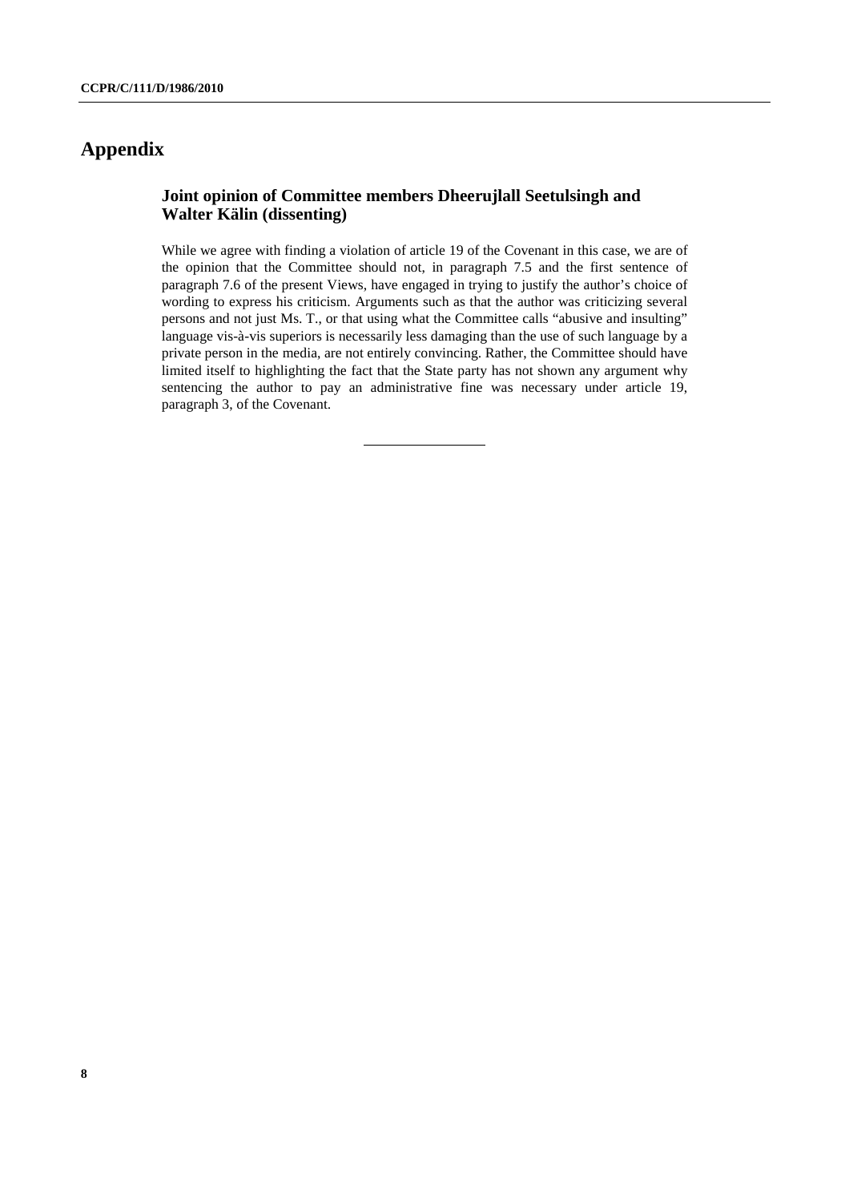# Appendix

### Joint opinion of Committee members Dheerujlall Seetulsingh and Walter Kälin (dissenting)

While we agree with finding a violation of article 19 of the Covenant in this case, we are of the opinion that the Committee should not, in paragraph 7.5 and the first sentence of paragraph 7.6 of the present Views, have engaged in trying to justify the author's choice of wording to express his criticism. Arguments such as that the author was criticizing several persons and not just Ms. T., or that using what the Committee calls "abusive and insulting" language vis-à-vis superiors is necessarily less damaging than the use of such language by a private person in the media, are not entirely convincing. Rather, the Committee should have limited itself to highlighting the fact that the State party has not shown any argument why sentencing the author to pay an administrative fine was necessary under article 19, paragraph 3, of the Covenant.